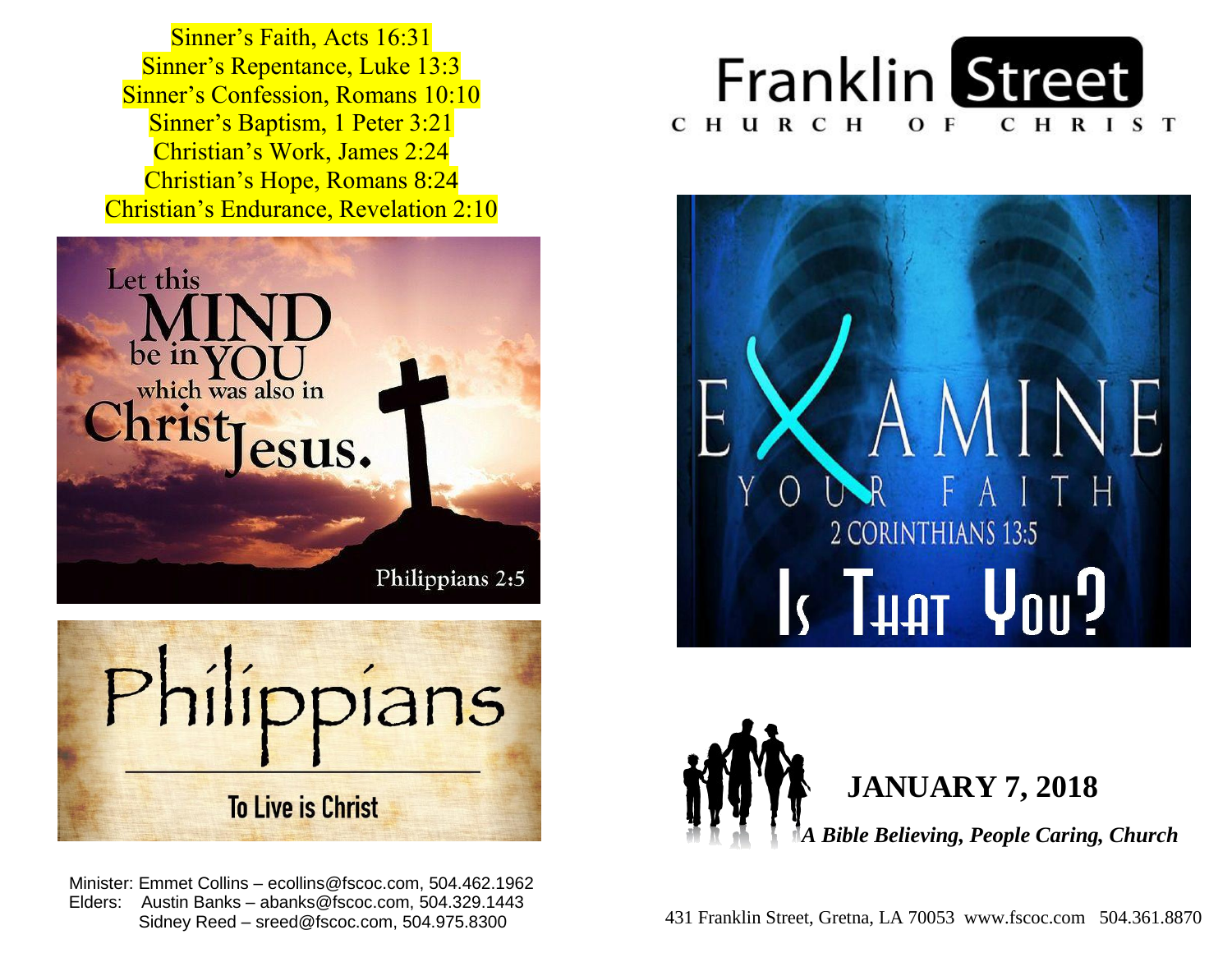Sinner's Faith, Acts 16:31
Sinner's Repentance, Luke 13:3
Sinner's Confession, Romans 10:10
Sinner's Baptism, 1 Peter 3:21
Christian's Work, James 2:24
Christian's Hope, Romans 8:24
Christian's Endurance, Revelation 2:10

Let this MIND be in YOU which was also in Christ Jesus.

Philippians 2:5

Philippians

To Live is Christ

Minister: Emmet Collins – ecollins@fscoc.com, 504.462.1962
Elders: Austin Banks – abanks@fscoc.com, 504.329.1443
Sidney Reed – sreed@fscoc.com, 504.975.8300

# Franklin Street

CHURCH OF CHRIST

EXAMINE YOUR FAITH

2 CORINTHIANS 13:5

Is That You?

## JANUARY 7, 2018

***A Bible Believing, People Caring, Church***

431 Franklin Street, Gretna, LA 70053 www.fscoc.com 504.361.8870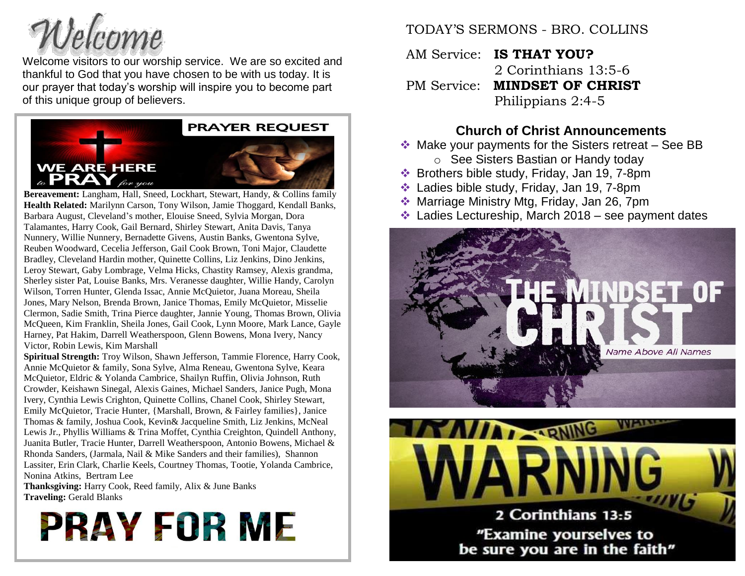# Welcome

Welcome visitors to our worship service. We are so excited and thankful to God that you have chosen to be with us today. It is our prayer that today's worship will inspire you to become part of this unique group of believers.

PRAYER REQUEST

WE ARE HERE to PRAY for you

**Bereavement:** Langham, Hall, Sneed, Lockhart, Stewart, Handy, & Collins family
**Health Related:** Marilynn Carson, Tony Wilson, Jamie Thoggard, Kendall Banks, Barbara August, Cleveland's mother, Elouise Sneed, Sylvia Morgan, Dora Talamantes, Harry Cook, Gail Bernard, Shirley Stewart, Anita Davis, Tanya Nunnery, Willie Nunnery, Bernadette Givens, Austin Banks, Gwentona Sylve, Reuben Woodward, Cecelia Jefferson, Gail Cook Brown, Toni Major, Claudette Bradley, Cleveland Hardin mother, Quinette Collins, Liz Jenkins, Dino Jenkins, Leroy Stewart, Gaby Lombrage, Velma Hicks, Chastity Ramsey, Alexis grandma, Sherley sister Pat, Louise Banks, Mrs. Veranesse daughter, Willie Handy, Carolyn Wilson, Torren Hunter, Glenda Issac, Annie McQuietor, Juana Moreau, Sheila Jones, Mary Nelson, Brenda Brown, Janice Thomas, Emily McQuietor, Misselie Clermon, Sadie Smith, Trina Pierce daughter, Jannie Young, Thomas Brown, Olivia McQueen, Kim Franklin, Sheila Jones, Gail Cook, Lynn Moore, Mark Lance, Gayle Harney, Pat Hakim, Darrell Weatherspoon, Glenn Bowens, Mona Ivery, Nancy Victor, Robin Lewis, Kim Marshall
**Spiritual Strength:** Troy Wilson, Shawn Jefferson, Tammie Florence, Harry Cook, Annie McQuietor & family, Sona Sylve, Alma Reneau, Gwentona Sylve, Keara McQuietor, Eldric & Yolanda Cambrice, Shailyn Ruffin, Olivia Johnson, Ruth Crowder, Keishawn Sinegal, Alexis Gaines, Michael Sanders, Janice Pugh, Mona Ivery, Cynthia Lewis Crighton, Quinette Collins, Chanel Cook, Shirley Stewart, Emily McQuietor, Tracie Hunter, {Marshall, Brown, & Fairley families}, Janice Thomas & family, Joshua Cook, Kevin& Jacqueline Smith, Liz Jenkins, McNeal Lewis Jr., Phyllis Williams & Trina Moffet, Cynthia Creighton, Quindell Anthony, Juanita Butler, Tracie Hunter, Darrell Weatherspoon, Antonio Bowens, Michael & Rhonda Sanders, (Jarmala, Nail & Mike Sanders and their families), Shannon Lassiter, Erin Clark, Charlie Keels, Courtney Thomas, Tootie, Yolanda Cambrice, Nonina Atkins, Bertram Lee
**Thanksgiving:** Harry Cook, Reed family, Alix & June Banks
**Traveling:** Gerald Blanks

PRAY FOR ME

TODAY'S SERMONS - BRO. COLLINS

AM Service: **IS THAT YOU?**
2 Corinthians 13:5-6
PM Service: **MINDSET OF CHRIST**
Philippians 2:4-5

## Church of Christ Announcements

- Make your payments for the Sisters retreat – See BB
  - See Sisters Bastian or Handy today
- Brothers bible study, Friday, Jan 19, 7-8pm
- Ladies bible study, Friday, Jan 19, 7-8pm
- Marriage Ministry Mtg, Friday, Jan 26, 7pm
- Ladies Lectureship, March 2018 – see payment dates

THE MINDSET OF CHRIST
Name Above All Names

WARNING
2 Corinthians 13:5
"Examine yourselves to be sure you are in the faith"